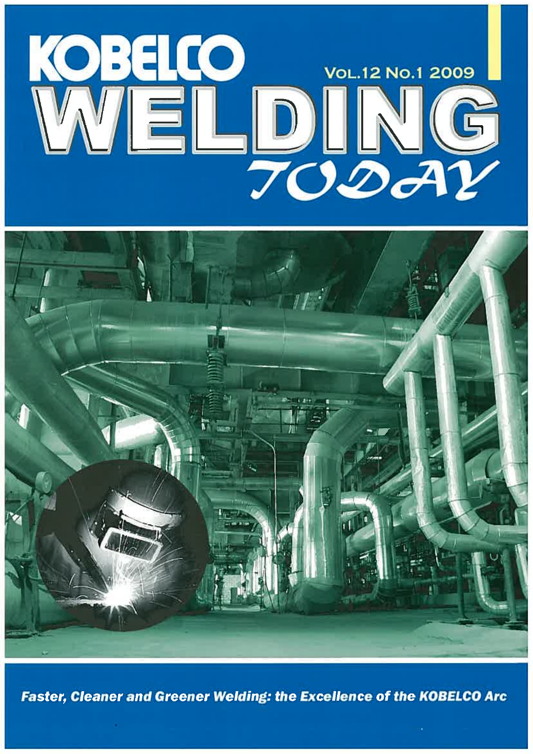# KOBELCO WELDING TODAY

Vol.12 No.1 2009

**_Faster, Cleaner and Greener Welding: the Excellence of the KOBELCO Arc_**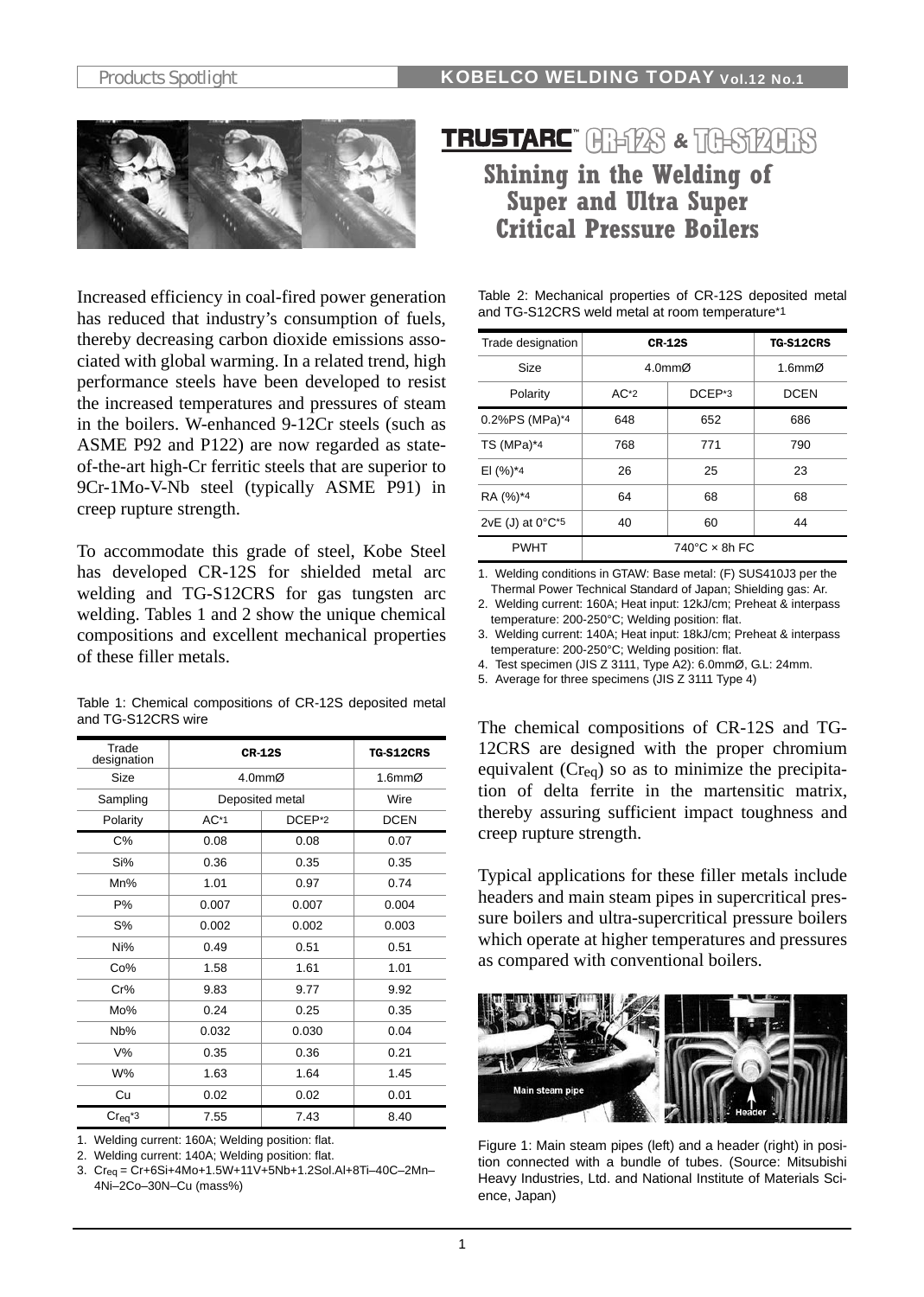# TRUSTARC™ CR-12S & TG-S12CRS

## Shining in the Welding of Super and Ultra Super Critical Pressure Boilers

Increased efficiency in coal-fired power generation has reduced that industry's consumption of fuels, thereby decreasing carbon dioxide emissions associated with global warming. In a related trend, high performance steels have been developed to resist the increased temperatures and pressures of steam in the boilers. W-enhanced 9-12Cr steels (such as ASME P92 and P122) are now regarded as state-of-the-art high-Cr ferritic steels that are superior to 9Cr-1Mo-V-Nb steel (typically ASME P91) in creep rupture strength.

To accommodate this grade of steel, Kobe Steel has developed CR-12S for shielded metal arc welding and TG-S12CRS for gas tungsten arc welding. Tables 1 and 2 show the unique chemical compositions and excellent mechanical properties of these filler metals.

Table 1: Chemical compositions of CR-12S deposited metal and TG-S12CRS wire

| Trade designation | CR-12S | | TG-S12CRS |
|---|---|---|---|
| Size | 4.0mmØ | | 1.6mmØ |
| Sampling | Deposited metal | | Wire |
| Polarity | AC*1 | DCEP*2 | DCEN |
| C% | 0.08 | 0.08 | 0.07 |
| Si% | 0.36 | 0.35 | 0.35 |
| Mn% | 1.01 | 0.97 | 0.74 |
| P% | 0.007 | 0.007 | 0.004 |
| S% | 0.002 | 0.002 | 0.003 |
| Ni% | 0.49 | 0.51 | 0.51 |
| Co% | 1.58 | 1.61 | 1.01 |
| Cr% | 9.83 | 9.77 | 9.92 |
| Mo% | 0.24 | 0.25 | 0.35 |
| Nb% | 0.032 | 0.030 | 0.04 |
| V% | 0.35 | 0.36 | 0.21 |
| W% | 1.63 | 1.64 | 1.45 |
| Cu | 0.02 | 0.02 | 0.01 |
| $Cr_{eq}$*3 | 7.55 | 7.43 | 8.40 |

1. Welding current: 160A; Welding position: flat.
2. Welding current: 140A; Welding position: flat.
3. $Cr_{eq}$ = Cr+6Si+4Mo+1.5W+11V+5Nb+1.2Sol.Al+8Ti–40C–2Mn–4Ni–2Co–30N–Cu (mass%)

Table 2: Mechanical properties of CR-12S deposited metal and TG-S12CRS weld metal at room temperature*1

| Trade designation | CR-12S | | TG-S12CRS |
|---|---|---|---|
| Size | 4.0mmØ | | 1.6mmØ |
| Polarity | AC*2 | DCEP*3 | DCEN |
| 0.2%PS (MPa)*4 | 648 | 652 | 686 |
| TS (MPa)*4 | 768 | 771 | 790 |
| El (%)*4 | 26 | 25 | 23 |
| RA (%)*4 | 64 | 68 | 68 |
| 2vE (J) at 0°C*5 | 40 | 60 | 44 |
| PWHT | 740°C × 8h FC | | |

1. Welding conditions in GTAW: Base metal: (F) SUS410J3 per the Thermal Power Technical Standard of Japan; Shielding gas: Ar.
2. Welding current: 160A; Heat input: 12kJ/cm; Preheat & interpass temperature: 200-250°C; Welding position: flat.
3. Welding current: 140A; Heat input: 18kJ/cm; Preheat & interpass temperature: 200-250°C; Welding position: flat.
4. Test specimen (JIS Z 3111, Type A2): 6.0mmØ, G.L: 24mm.
5. Average for three specimens (JIS Z 3111 Type 4)

The chemical compositions of CR-12S and TG-12CRS are designed with the proper chromium equivalent ($Cr_{eq}$) so as to minimize the precipitation of delta ferrite in the martensitic matrix, thereby assuring sufficient impact toughness and creep rupture strength.

Typical applications for these filler metals include headers and main steam pipes in supercritical pressure boilers and ultra-supercritical pressure boilers which operate at higher temperatures and pressures as compared with conventional boilers.

Figure 1: Main steam pipes (left) and a header (right) in position connected with a bundle of tubes. (Source: Mitsubishi Heavy Industries, Ltd. and National Institute of Materials Science, Japan)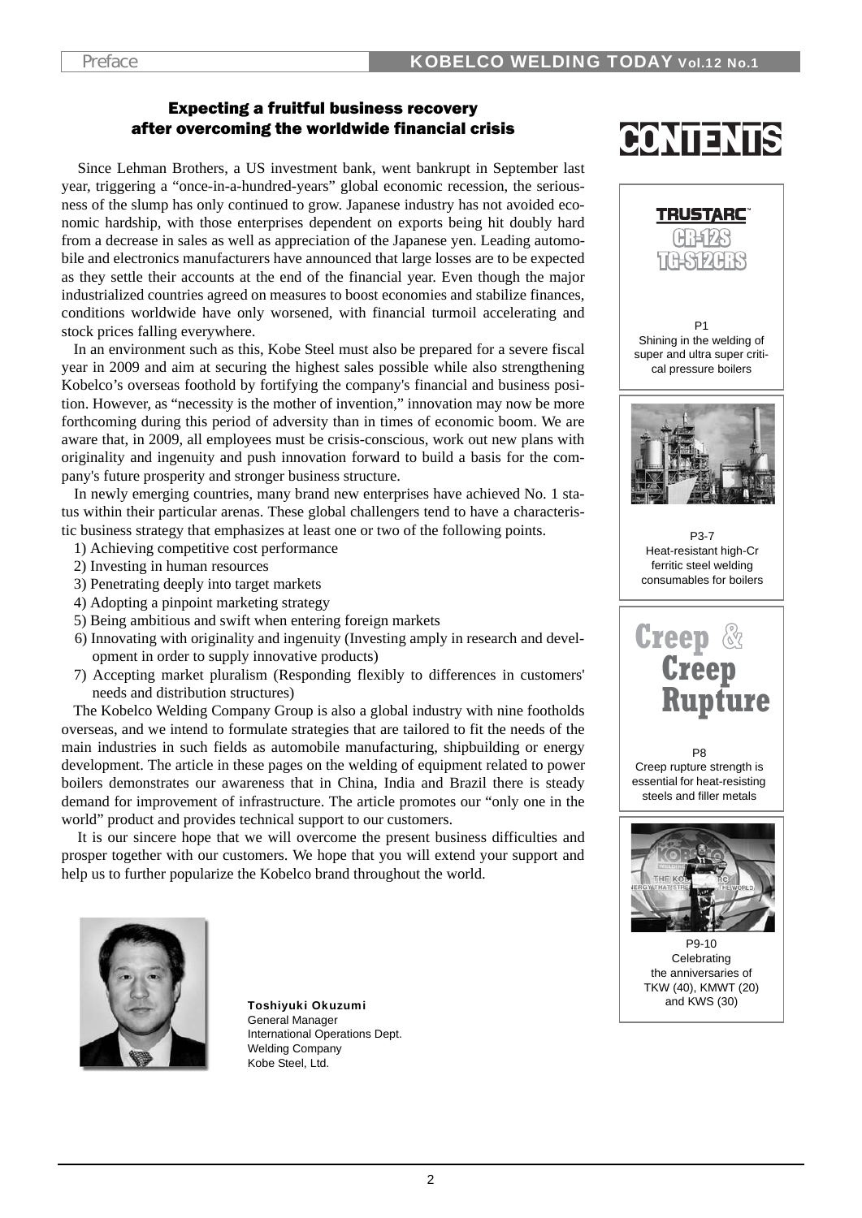## Expecting a fruitful business recovery after overcoming the worldwide financial crisis

Since Lehman Brothers, a US investment bank, went bankrupt in September last year, triggering a "once-in-a-hundred-years" global economic recession, the seriousness of the slump has only continued to grow. Japanese industry has not avoided economic hardship, with those enterprises dependent on exports being hit doubly hard from a decrease in sales as well as appreciation of the Japanese yen. Leading automobile and electronics manufacturers have announced that large losses are to be expected as they settle their accounts at the end of the financial year. Even though the major industrialized countries agreed on measures to boost economies and stabilize finances, conditions worldwide have only worsened, with financial turmoil accelerating and stock prices falling everywhere.

In an environment such as this, Kobe Steel must also be prepared for a severe fiscal year in 2009 and aim at securing the highest sales possible while also strengthening Kobelco's overseas foothold by fortifying the company's financial and business position. However, as "necessity is the mother of invention," innovation may now be more forthcoming during this period of adversity than in times of economic boom. We are aware that, in 2009, all employees must be crisis-conscious, work out new plans with originality and ingenuity and push innovation forward to build a basis for the company's future prosperity and stronger business structure.

In newly emerging countries, many brand new enterprises have achieved No. 1 status within their particular arenas. These global challengers tend to have a characteristic business strategy that emphasizes at least one or two of the following points.

1) Achieving competitive cost performance
2) Investing in human resources
3) Penetrating deeply into target markets
4) Adopting a pinpoint marketing strategy
5) Being ambitious and swift when entering foreign markets
6) Innovating with originality and ingenuity (Investing amply in research and development in order to supply innovative products)
7) Accepting market pluralism (Responding flexibly to differences in customers' needs and distribution structures)

The Kobelco Welding Company Group is also a global industry with nine footholds overseas, and we intend to formulate strategies that are tailored to fit the needs of the main industries in such fields as automobile manufacturing, shipbuilding or energy development. The article in these pages on the welding of equipment related to power boilers demonstrates our awareness that in China, India and Brazil there is steady demand for improvement of infrastructure. The article promotes our "only one in the world" product and provides technical support to our customers.

It is our sincere hope that we will overcome the present business difficulties and prosper together with our customers. We hope that you will extend your support and help us to further popularize the Kobelco brand throughout the world.

**Toshiyuki Okuzumi**
General Manager
International Operations Dept.
Welding Company
Kobe Steel, Ltd.

## CONTENTS

TRUSTARC™ CR-12S TG-S12CRS

P1
Shining in the welding of super and ultra super critical pressure boilers

P3-7
Heat-resistant high-Cr ferritic steel welding consumables for boilers

Creep & Creep Rupture

P8
Creep rupture strength is essential for heat-resisting steels and filler metals

P9-10
Celebrating the anniversaries of TKW (40), KMWT (20) and KWS (30)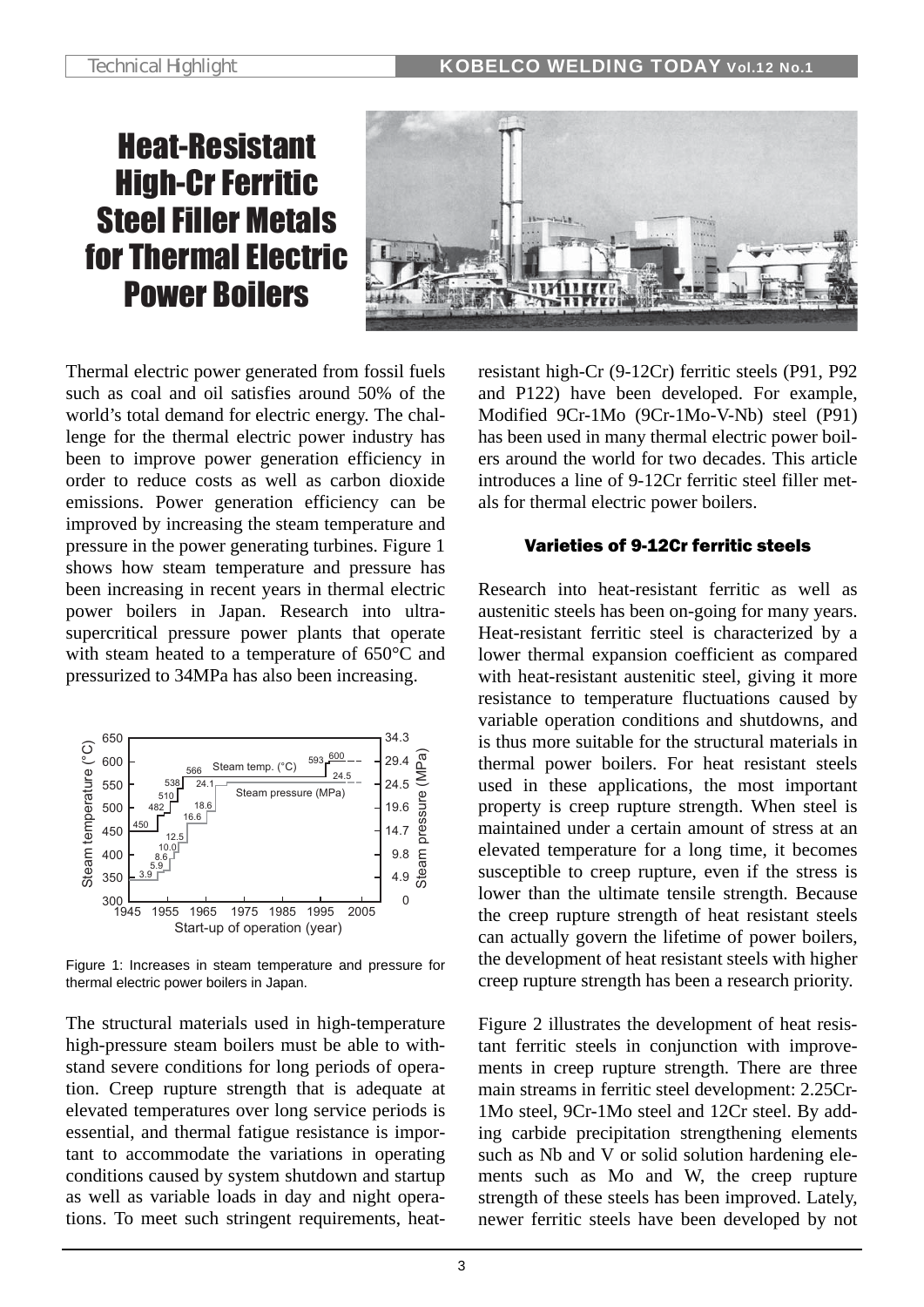# Heat-Resistant High-Cr Ferritic Steel Filler Metals for Thermal Electric Power Boilers

Thermal electric power generated from fossil fuels such as coal and oil satisfies around 50% of the world's total demand for electric energy. The challenge for the thermal electric power industry has been to improve power generation efficiency in order to reduce costs as well as carbon dioxide emissions. Power generation efficiency can be improved by increasing the steam temperature and pressure in the power generating turbines. Figure 1 shows how steam temperature and pressure has been increasing in recent years in thermal electric power boilers in Japan. Research into ultra-supercritical pressure power plants that operate with steam heated to a temperature of 650°C and pressurized to 34MPa has also been increasing.

Figure 1: Increases in steam temperature and pressure for thermal electric power boilers in Japan.

The structural materials used in high-temperature high-pressure steam boilers must be able to withstand severe conditions for long periods of operation. Creep rupture strength that is adequate at elevated temperatures over long service periods is essential, and thermal fatigue resistance is important to accommodate the variations in operating conditions caused by system shutdown and startup as well as variable loads in day and night operations. To meet such stringent requirements, heat-resistant high-Cr (9-12Cr) ferritic steels (P91, P92 and P122) have been developed. For example, Modified 9Cr-1Mo (9Cr-1Mo-V-Nb) steel (P91) has been used in many thermal electric power boilers around the world for two decades. This article introduces a line of 9-12Cr ferritic steel filler metals for thermal electric power boilers.

## Varieties of 9-12Cr ferritic steels

Research into heat-resistant ferritic as well as austenitic steels has been on-going for many years. Heat-resistant ferritic steel is characterized by a lower thermal expansion coefficient as compared with heat-resistant austenitic steel, giving it more resistance to temperature fluctuations caused by variable operation conditions and shutdowns, and is thus more suitable for the structural materials in thermal power boilers. For heat resistant steels used in these applications, the most important property is creep rupture strength. When steel is maintained under a certain amount of stress at an elevated temperature for a long time, it becomes susceptible to creep rupture, even if the stress is lower than the ultimate tensile strength. Because the creep rupture strength of heat resistant steels can actually govern the lifetime of power boilers, the development of heat resistant steels with higher creep rupture strength has been a research priority.

Figure 2 illustrates the development of heat resistant ferritic steels in conjunction with improvements in creep rupture strength. There are three main streams in ferritic steel development: 2.25Cr-1Mo steel, 9Cr-1Mo steel and 12Cr steel. By adding carbide precipitation strengthening elements such as Nb and V or solid solution hardening elements such as Mo and W, the creep rupture strength of these steels has been improved. Lately, newer ferritic steels have been developed by not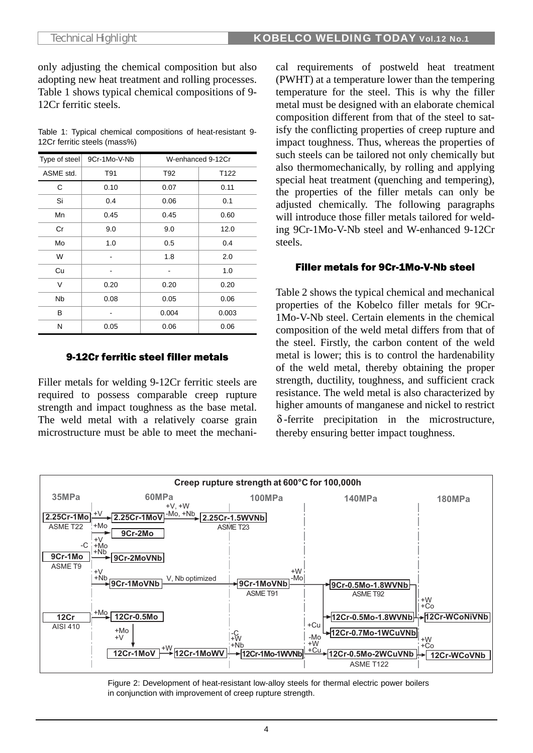only adjusting the chemical composition but also adopting new heat treatment and rolling processes. Table 1 shows typical chemical compositions of 9-12Cr ferritic steels.

Table 1: Typical chemical compositions of heat-resistant 9-12Cr ferritic steels (mass%)

| Type of steel | 9Cr-1Mo-V-Nb | W-enhanced 9-12Cr | |
|---|---|---|---|
| ASME std. | T91 | T92 | T122 |
| C | 0.10 | 0.07 | 0.11 |
| Si | 0.4 | 0.06 | 0.1 |
| Mn | 0.45 | 0.45 | 0.60 |
| Cr | 9.0 | 9.0 | 12.0 |
| Mo | 1.0 | 0.5 | 0.4 |
| W | - | 1.8 | 2.0 |
| Cu | - | - | 1.0 |
| V | 0.20 | 0.20 | 0.20 |
| Nb | 0.08 | 0.05 | 0.06 |
| B | - | 0.004 | 0.003 |
| N | 0.05 | 0.06 | 0.06 |

## 9-12Cr ferritic steel filler metals

Filler metals for welding 9-12Cr ferritic steels are required to possess comparable creep rupture strength and impact toughness as the base metal. The weld metal with a relatively coarse grain microstructure must be able to meet the mechanical requirements of postweld heat treatment (PWHT) at a temperature lower than the tempering temperature for the steel. This is why the filler metal must be designed with an elaborate chemical composition different from that of the steel to satisfy the conflicting properties of creep rupture and impact toughness. Thus, whereas the properties of such steels can be tailored not only chemically but also thermomechanically, by rolling and applying special heat treatment (quenching and tempering), the properties of the filler metals can only be adjusted chemically. The following paragraphs will introduce those filler metals tailored for welding 9Cr-1Mo-V-Nb steel and W-enhanced 9-12Cr steels.

## Filler metals for 9Cr-1Mo-V-Nb steel

Table 2 shows the typical chemical and mechanical properties of the Kobelco filler metals for 9Cr-1Mo-V-Nb steel. Certain elements in the chemical composition of the weld metal differs from that of the steel. Firstly, the carbon content of the weld metal is lower; this is to control the hardenability of the weld metal, thereby obtaining the proper strength, ductility, toughness, and sufficient crack resistance. The weld metal is also characterized by higher amounts of manganese and nickel to restrict δ-ferrite precipitation in the microstructure, thereby ensuring better impact toughness.

Figure 2: Development of heat-resistant low-alloy steels for thermal electric power boilers in conjunction with improvement of creep rupture strength.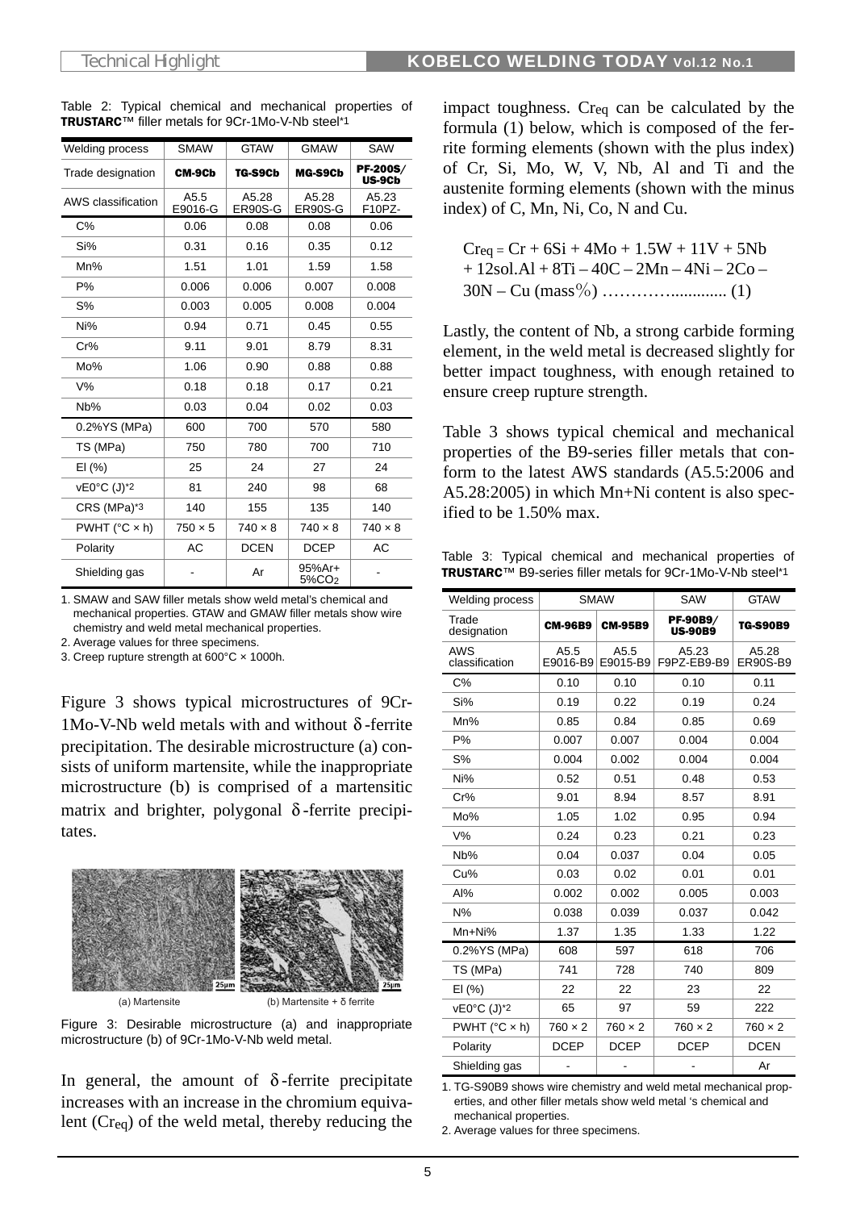Table 2: Typical chemical and mechanical properties of **TRUSTARC**™ filler metals for 9Cr-1Mo-V-Nb steel*1

| Welding process | SMAW | GTAW | GMAW | SAW |
|---|---|---|---|---|
| Trade designation | **CM-9Cb** | **TG-S9Cb** | **MG-S9Cb** | **PF-200S/ US-9Cb** |
| AWS classification | A5.5 E9016-G | A5.28 ER90S-G | A5.28 ER90S-G | A5.23 F10PZ- |
| C% | 0.06 | 0.08 | 0.08 | 0.06 |
| Si% | 0.31 | 0.16 | 0.35 | 0.12 |
| Mn% | 1.51 | 1.01 | 1.59 | 1.58 |
| P% | 0.006 | 0.006 | 0.007 | 0.008 |
| S% | 0.003 | 0.005 | 0.008 | 0.004 |
| Ni% | 0.94 | 0.71 | 0.45 | 0.55 |
| Cr% | 9.11 | 9.01 | 8.79 | 8.31 |
| Mo% | 1.06 | 0.90 | 0.88 | 0.88 |
| V% | 0.18 | 0.18 | 0.17 | 0.21 |
| Nb% | 0.03 | 0.04 | 0.02 | 0.03 |
| 0.2%YS (MPa) | 600 | 700 | 570 | 580 |
| TS (MPa) | 750 | 780 | 700 | 710 |
| El (%) | 25 | 24 | 27 | 24 |
| vE0°C (J)*2 | 81 | 240 | 98 | 68 |
| CRS (MPa)*3 | 140 | 155 | 135 | 140 |
| PWHT (°C × h) | 750 × 5 | 740 × 8 | 740 × 8 | 740 × 8 |
| Polarity | AC | DCEN | DCEP | AC |
| Shielding gas | - | Ar | 95%Ar+ 5%$CO_2$ | - |

1. SMAW and SAW filler metals show weld metal's chemical and mechanical properties. GTAW and GMAW filler metals show wire chemistry and weld metal mechanical properties.
2. Average values for three specimens.
3. Creep rupture strength at 600°C × 1000h.

Figure 3 shows typical microstructures of 9Cr-1Mo-V-Nb weld metals with and without δ-ferrite precipitation. The desirable microstructure (a) consists of uniform martensite, while the inappropriate microstructure (b) is comprised of a martensitic matrix and brighter, polygonal δ-ferrite precipitates.

(a) Martensite (b) Martensite + δ ferrite

Figure 3: Desirable microstructure (a) and inappropriate microstructure (b) of 9Cr-1Mo-V-Nb weld metal.

In general, the amount of δ-ferrite precipitate increases with an increase in the chromium equivalent ($Cr_{eq}$) of the weld metal, thereby reducing the impact toughness. $Cr_{eq}$ can be calculated by the formula (1) below, which is composed of the ferrite forming elements (shown with the plus index) of Cr, Si, Mo, W, V, Nb, Al and Ti and the austenite forming elements (shown with the minus index) of C, Mn, Ni, Co, N and Cu.

$$Cr_{eq} = Cr + 6Si + 4Mo + 1.5W + 11V + 5Nb + 12sol.Al + 8Ti - 40C - 2Mn - 4Ni - 2Co - 30N - Cu \text{ (mass\%)} \quad (1)$$

Lastly, the content of Nb, a strong carbide forming element, in the weld metal is decreased slightly for better impact toughness, with enough retained to ensure creep rupture strength.

Table 3 shows typical chemical and mechanical properties of the B9-series filler metals that conform to the latest AWS standards (A5.5:2006 and A5.28:2005) in which Mn+Ni content is also specified to be 1.50% max.

Table 3: Typical chemical and mechanical properties of **TRUSTARC**™ B9-series filler metals for 9Cr-1Mo-V-Nb steel*1

| Welding process | SMAW | | SAW | GTAW |
|---|---|---|---|---|
| Trade designation | **CM-96B9** | **CM-95B9** | **PF-90B9/ US-90B9** | **TG-S90B9** |
| AWS classification | A5.5 E9016-B9 | A5.5 E9015-B9 | A5.23 F9PZ-EB9-B9 | A5.28 ER90S-B9 |
| C% | 0.10 | 0.10 | 0.10 | 0.11 |
| Si% | 0.19 | 0.22 | 0.19 | 0.24 |
| Mn% | 0.85 | 0.84 | 0.85 | 0.69 |
| P% | 0.007 | 0.007 | 0.004 | 0.004 |
| S% | 0.004 | 0.002 | 0.004 | 0.004 |
| Ni% | 0.52 | 0.51 | 0.48 | 0.53 |
| Cr% | 9.01 | 8.94 | 8.57 | 8.91 |
| Mo% | 1.05 | 1.02 | 0.95 | 0.94 |
| V% | 0.24 | 0.23 | 0.21 | 0.23 |
| Nb% | 0.04 | 0.037 | 0.04 | 0.05 |
| Cu% | 0.03 | 0.02 | 0.01 | 0.01 |
| Al% | 0.002 | 0.002 | 0.005 | 0.003 |
| N% | 0.038 | 0.039 | 0.037 | 0.042 |
| Mn+Ni% | 1.37 | 1.35 | 1.33 | 1.22 |
| 0.2%YS (MPa) | 608 | 597 | 618 | 706 |
| TS (MPa) | 741 | 728 | 740 | 809 |
| El (%) | 22 | 22 | 23 | 22 |
| vE0°C (J)*2 | 65 | 97 | 59 | 222 |
| PWHT (°C × h) | 760 × 2 | 760 × 2 | 760 × 2 | 760 × 2 |
| Polarity | DCEP | DCEP | DCEP | DCEN |
| Shielding gas | - | - | - | Ar |

1. TG-S90B9 shows wire chemistry and weld metal mechanical properties, and other filler metals show weld metal 's chemical and mechanical properties.
2. Average values for three specimens.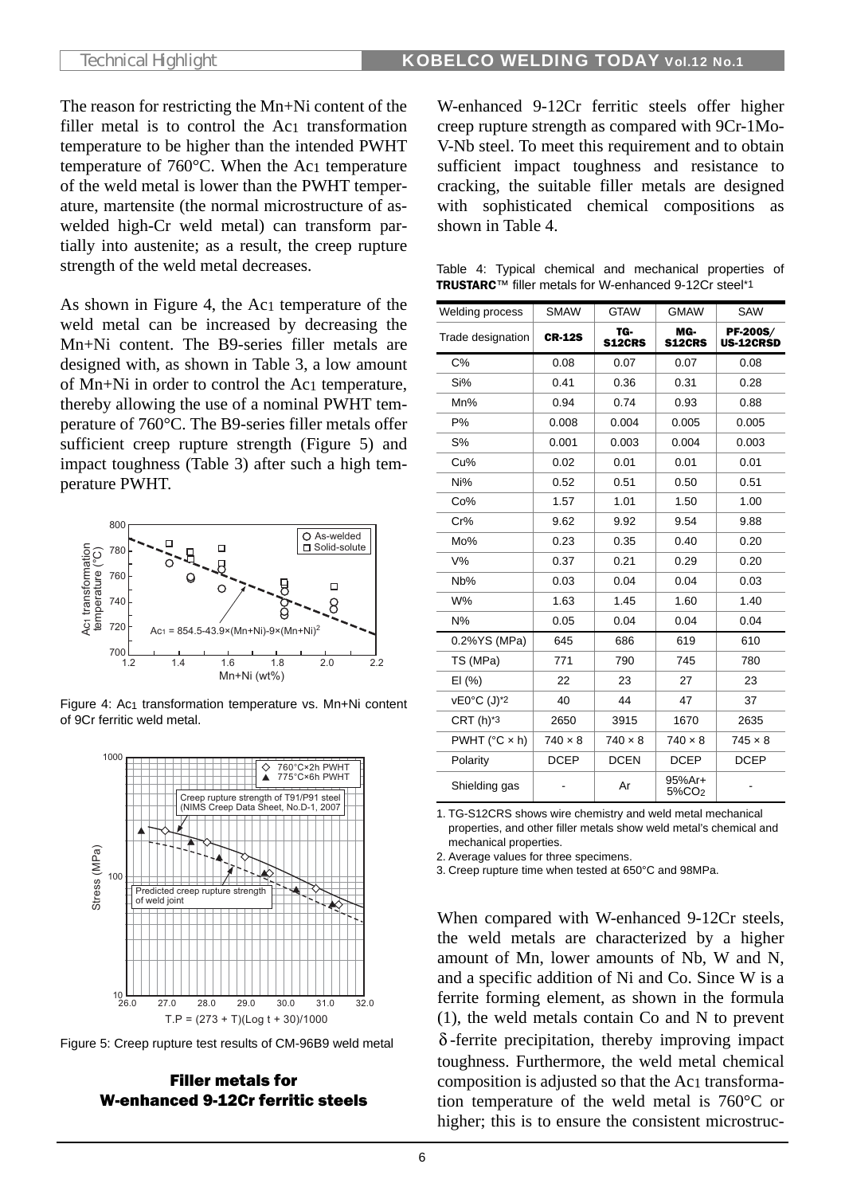The reason for restricting the Mn+Ni content of the filler metal is to control the $Ac_1$ transformation temperature to be higher than the intended PWHT temperature of 760°C. When the $Ac_1$ temperature of the weld metal is lower than the PWHT temperature, martensite (the normal microstructure of as-welded high-Cr weld metal) can transform partially into austenite; as a result, the creep rupture strength of the weld metal decreases.

As shown in Figure 4, the $Ac_1$ temperature of the weld metal can be increased by decreasing the Mn+Ni content. The B9-series filler metals are designed with, as shown in Table 3, a low amount of Mn+Ni in order to control the $Ac_1$ temperature, thereby allowing the use of a nominal PWHT temperature of 760°C. The B9-series filler metals offer sufficient creep rupture strength (Figure 5) and impact toughness (Table 3) after such a high temperature PWHT.

Figure 4: $Ac_1$ transformation temperature vs. Mn+Ni content of 9Cr ferritic weld metal.

Figure 5: Creep rupture test results of CM-96B9 weld metal

## Filler metals for W-enhanced 9-12Cr ferritic steels

W-enhanced 9-12Cr ferritic steels offer higher creep rupture strength as compared with 9Cr-1Mo-V-Nb steel. To meet this requirement and to obtain sufficient impact toughness and resistance to cracking, the suitable filler metals are designed with sophisticated chemical compositions as shown in Table 4.

Table 4: Typical chemical and mechanical properties of **TRUSTARC**™ filler metals for W-enhanced 9-12Cr steel*1

| Welding process | SMAW | GTAW | GMAW | SAW |
|---|---|---|---|---|
| Trade designation | **CR-12S** | **TG-S12CRS** | **MG-S12CRS** | **PF-200S/ US-12CRSD** |
| C% | 0.08 | 0.07 | 0.07 | 0.08 |
| Si% | 0.41 | 0.36 | 0.31 | 0.28 |
| Mn% | 0.94 | 0.74 | 0.93 | 0.88 |
| P% | 0.008 | 0.004 | 0.005 | 0.005 |
| S% | 0.001 | 0.003 | 0.004 | 0.003 |
| Cu% | 0.02 | 0.01 | 0.01 | 0.01 |
| Ni% | 0.52 | 0.51 | 0.50 | 0.51 |
| Co% | 1.57 | 1.01 | 1.50 | 1.00 |
| Cr% | 9.62 | 9.92 | 9.54 | 9.88 |
| Mo% | 0.23 | 0.35 | 0.40 | 0.20 |
| V% | 0.37 | 0.21 | 0.29 | 0.20 |
| Nb% | 0.03 | 0.04 | 0.04 | 0.03 |
| W% | 1.63 | 1.45 | 1.60 | 1.40 |
| N% | 0.05 | 0.04 | 0.04 | 0.04 |
| 0.2%YS (MPa) | 645 | 686 | 619 | 610 |
| TS (MPa) | 771 | 790 | 745 | 780 |
| El (%) | 22 | 23 | 27 | 23 |
| vE0°C (J)*2 | 40 | 44 | 47 | 37 |
| CRT (h)*3 | 2650 | 3915 | 1670 | 2635 |
| PWHT (°C × h) | 740 × 8 | 740 × 8 | 740 × 8 | 745 × 8 |
| Polarity | DCEP | DCEN | DCEP | DCEP |
| Shielding gas | - | Ar | 95%Ar+ 5%$CO_2$ | - |

1. TG-S12CRS shows wire chemistry and weld metal mechanical properties, and other filler metals show weld metal's chemical and mechanical properties.
2. Average values for three specimens.
3. Creep rupture time when tested at 650°C and 98MPa.

When compared with W-enhanced 9-12Cr steels, the weld metals are characterized by a higher amount of Mn, lower amounts of Nb, W and N, and a specific addition of Ni and Co. Since W is a ferrite forming element, as shown in the formula (1), the weld metals contain Co and N to prevent δ-ferrite precipitation, thereby improving impact toughness. Furthermore, the weld metal chemical composition is adjusted so that the $Ac_1$ transformation temperature of the weld metal is 760°C or higher; this is to ensure the consistent microstruc-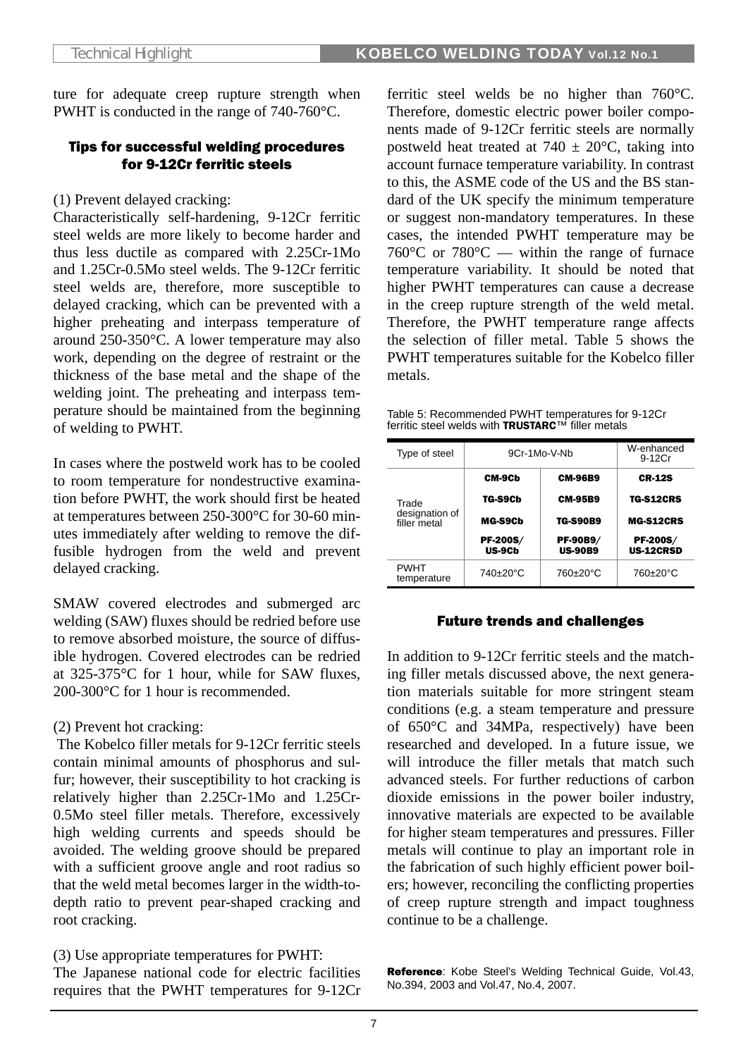ture for adequate creep rupture strength when PWHT is conducted in the range of 740-760°C.

## Tips for successful welding procedures for 9-12Cr ferritic steels

(1) Prevent delayed cracking:
Characteristically self-hardening, 9-12Cr ferritic steel welds are more likely to become harder and thus less ductile as compared with 2.25Cr-1Mo and 1.25Cr-0.5Mo steel welds. The 9-12Cr ferritic steel welds are, therefore, more susceptible to delayed cracking, which can be prevented with a higher preheating and interpass temperature of around 250-350°C. A lower temperature may also work, depending on the degree of restraint or the thickness of the base metal and the shape of the welding joint. The preheating and interpass temperature should be maintained from the beginning of welding to PWHT.

In cases where the postweld work has to be cooled to room temperature for nondestructive examination before PWHT, the work should first be heated at temperatures between 250-300°C for 30-60 minutes immediately after welding to remove the diffusible hydrogen from the weld and prevent delayed cracking.

SMAW covered electrodes and submerged arc welding (SAW) fluxes should be redried before use to remove absorbed moisture, the source of diffusible hydrogen. Covered electrodes can be redried at 325-375°C for 1 hour, while for SAW fluxes, 200-300°C for 1 hour is recommended.

(2) Prevent hot cracking:
The Kobelco filler metals for 9-12Cr ferritic steels contain minimal amounts of phosphorus and sulfur; however, their susceptibility to hot cracking is relatively higher than 2.25Cr-1Mo and 1.25Cr-0.5Mo steel filler metals. Therefore, excessively high welding currents and speeds should be avoided. The welding groove should be prepared with a sufficient groove angle and root radius so that the weld metal becomes larger in the width-to-depth ratio to prevent pear-shaped cracking and root cracking.

(3) Use appropriate temperatures for PWHT:
The Japanese national code for electric facilities requires that the PWHT temperatures for 9-12Cr ferritic steel welds be no higher than 760°C. Therefore, domestic electric power boiler components made of 9-12Cr ferritic steels are normally postweld heat treated at 740 ± 20°C, taking into account furnace temperature variability. In contrast to this, the ASME code of the US and the BS standard of the UK specify the minimum temperature or suggest non-mandatory temperatures. In these cases, the intended PWHT temperature may be 760°C or 780°C — within the range of furnace temperature variability. It should be noted that higher PWHT temperatures can cause a decrease in the creep rupture strength of the weld metal. Therefore, the PWHT temperature range affects the selection of filler metal. Table 5 shows the PWHT temperatures suitable for the Kobelco filler metals.

Table 5: Recommended PWHT temperatures for 9-12Cr ferritic steel welds with **TRUSTARC**™ filler metals

| Type of steel | 9Cr-1Mo-V-Nb | | W-enhanced 9-12Cr |
|---|---|---|---|
| Trade designation of filler metal | **CM-9Cb**<br>**TG-S9Cb**<br>**MG-S9Cb**<br>**PF-200S/ US-9Cb** | **CM-96B9**<br>**CM-95B9**<br>**TG-S90B9**<br>**PF-90B9/ US-90B9** | **CR-12S**<br>**TG-S12CRS**<br>**MG-S12CRS**<br>**PF-200S/ US-12CRSD** |
| PWHT temperature | 740±20°C | 760±20°C | 760±20°C |

## Future trends and challenges

In addition to 9-12Cr ferritic steels and the matching filler metals discussed above, the next generation materials suitable for more stringent steam conditions (e.g. a steam temperature and pressure of 650°C and 34MPa, respectively) have been researched and developed. In a future issue, we will introduce the filler metals that match such advanced steels. For further reductions of carbon dioxide emissions in the power boiler industry, innovative materials are expected to be available for higher steam temperatures and pressures. Filler metals will continue to play an important role in the fabrication of such highly efficient power boilers; however, reconciling the conflicting properties of creep rupture strength and impact toughness continue to be a challenge.

**Reference**: Kobe Steel's Welding Technical Guide, Vol.43, No.394, 2003 and Vol.47, No.4, 2007.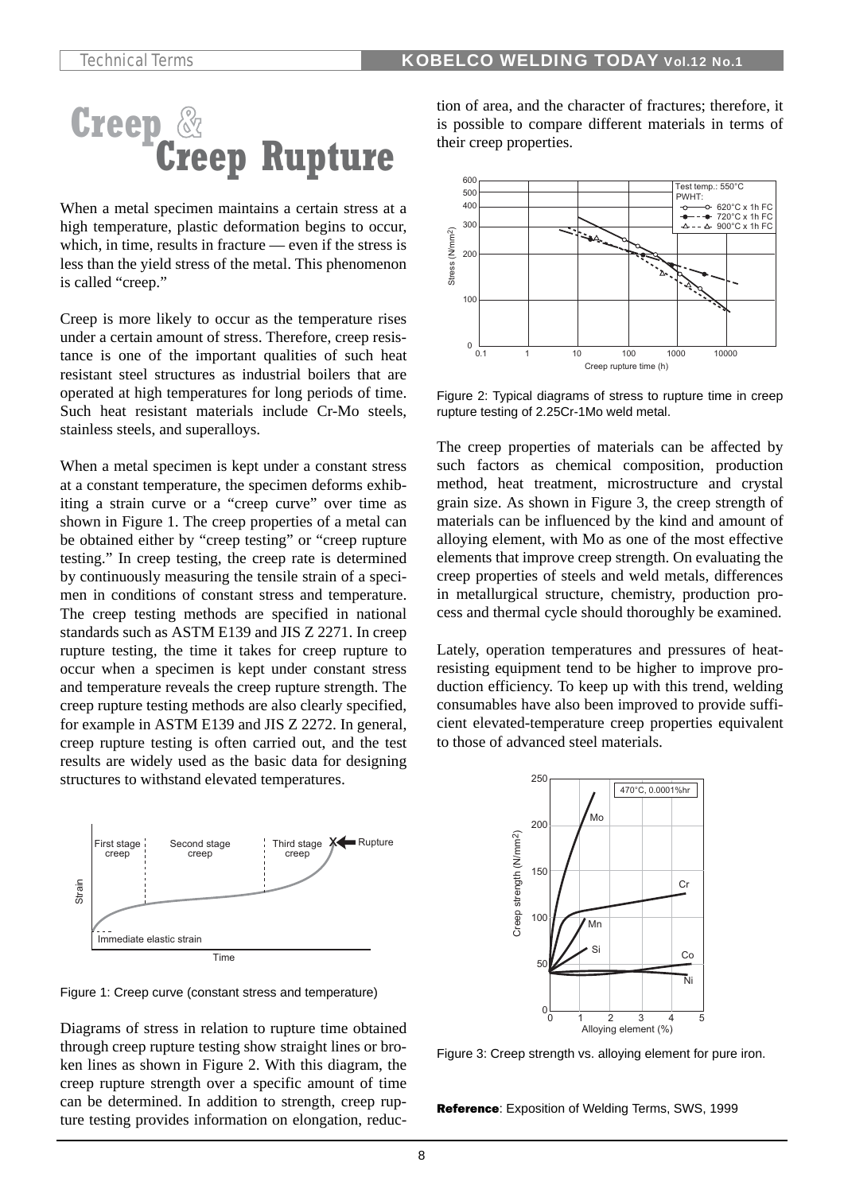# Creep & Creep Rupture

When a metal specimen maintains a certain stress at a high temperature, plastic deformation begins to occur, which, in time, results in fracture — even if the stress is less than the yield stress of the metal. This phenomenon is called "creep."

Creep is more likely to occur as the temperature rises under a certain amount of stress. Therefore, creep resistance is one of the important qualities of such heat resistant steel structures as industrial boilers that are operated at high temperatures for long periods of time. Such heat resistant materials include Cr-Mo steels, stainless steels, and superalloys.

When a metal specimen is kept under a constant stress at a constant temperature, the specimen deforms exhibiting a strain curve or a "creep curve" over time as shown in Figure 1. The creep properties of a metal can be obtained either by "creep testing" or "creep rupture testing." In creep testing, the creep rate is determined by continuously measuring the tensile strain of a specimen in conditions of constant stress and temperature. The creep testing methods are specified in national standards such as ASTM E139 and JIS Z 2271. In creep rupture testing, the time it takes for creep rupture to occur when a specimen is kept under constant stress and temperature reveals the creep rupture strength. The creep rupture testing methods are also clearly specified, for example in ASTM E139 and JIS Z 2272. In general, creep rupture testing is often carried out, and the test results are widely used as the basic data for designing structures to withstand elevated temperatures.

Figure 1: Creep curve (constant stress and temperature)

Diagrams of stress in relation to rupture time obtained through creep rupture testing show straight lines or broken lines as shown in Figure 2. With this diagram, the creep rupture strength over a specific amount of time can be determined. In addition to strength, creep rupture testing provides information on elongation, reduction of area, and the character of fractures; therefore, it is possible to compare different materials in terms of their creep properties.

Figure 2: Typical diagrams of stress to rupture time in creep rupture testing of 2.25Cr-1Mo weld metal.

The creep properties of materials can be affected by such factors as chemical composition, production method, heat treatment, microstructure and crystal grain size. As shown in Figure 3, the creep strength of materials can be influenced by the kind and amount of alloying element, with Mo as one of the most effective elements that improve creep strength. On evaluating the creep properties of steels and weld metals, differences in metallurgical structure, chemistry, production process and thermal cycle should thoroughly be examined.

Lately, operation temperatures and pressures of heat-resisting equipment tend to be higher to improve production efficiency. To keep up with this trend, welding consumables have also been improved to provide sufficient elevated-temperature creep properties equivalent to those of advanced steel materials.

Figure 3: Creep strength vs. alloying element for pure iron.

**Reference**: Exposition of Welding Terms, SWS, 1999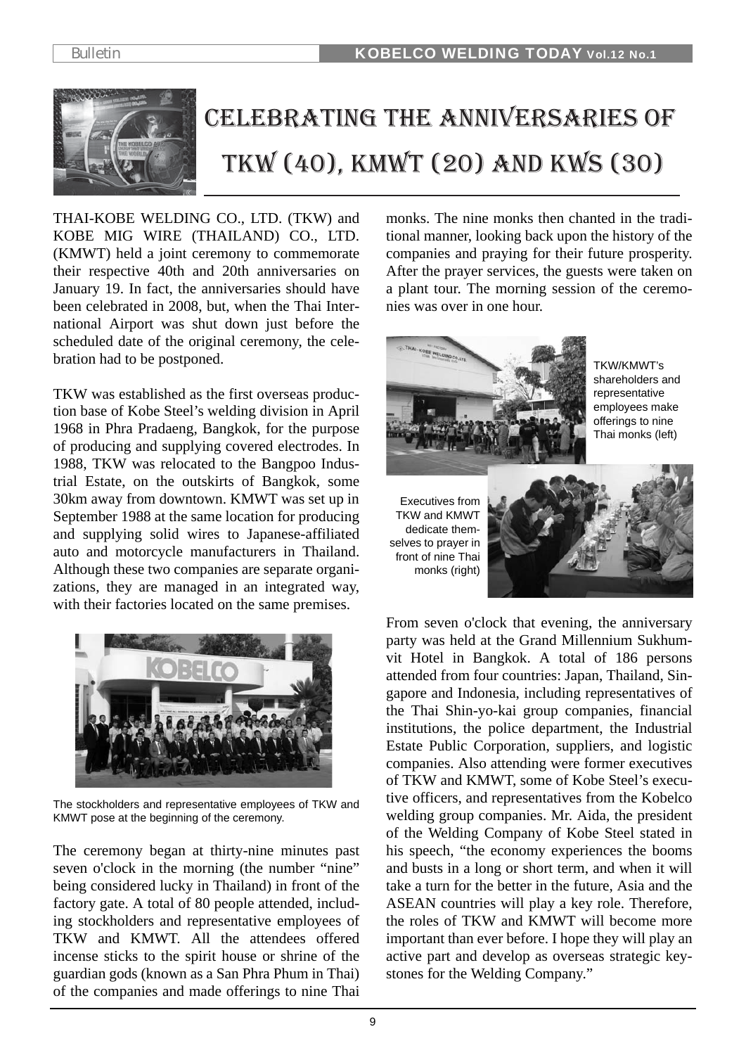# Celebrating the Anniversaries of TKW (40), KMWT (20) and KWS (30)

THAI-KOBE WELDING CO., LTD. (TKW) and KOBE MIG WIRE (THAILAND) CO., LTD. (KMWT) held a joint ceremony to commemorate their respective 40th and 20th anniversaries on January 19. In fact, the anniversaries should have been celebrated in 2008, but, when the Thai International Airport was shut down just before the scheduled date of the original ceremony, the celebration had to be postponed.

TKW was established as the first overseas production base of Kobe Steel's welding division in April 1968 in Phra Pradaeng, Bangkok, for the purpose of producing and supplying covered electrodes. In 1988, TKW was relocated to the Bangpoo Industrial Estate, on the outskirts of Bangkok, some 30km away from downtown. KMWT was set up in September 1988 at the same location for producing and supplying solid wires to Japanese-affiliated auto and motorcycle manufacturers in Thailand. Although these two companies are separate organizations, they are managed in an integrated way, with their factories located on the same premises.

The stockholders and representative employees of TKW and KMWT pose at the beginning of the ceremony.

The ceremony began at thirty-nine minutes past seven o'clock in the morning (the number "nine" being considered lucky in Thailand) in front of the factory gate. A total of 80 people attended, including stockholders and representative employees of TKW and KMWT. All the attendees offered incense sticks to the spirit house or shrine of the guardian gods (known as a San Phra Phum in Thai) of the companies and made offerings to nine Thai monks. The nine monks then chanted in the traditional manner, looking back upon the history of the companies and praying for their future prosperity. After the prayer services, the guests were taken on a plant tour. The morning session of the ceremonies was over in one hour.

TKW/KMWT's shareholders and representative employees make offerings to nine Thai monks (left)

Executives from TKW and KMWT dedicate themselves to prayer in front of nine Thai monks (right)

From seven o'clock that evening, the anniversary party was held at the Grand Millennium Sukhumvit Hotel in Bangkok. A total of 186 persons attended from four countries: Japan, Thailand, Singapore and Indonesia, including representatives of the Thai Shin-yo-kai group companies, financial institutions, the police department, the Industrial Estate Public Corporation, suppliers, and logistic companies. Also attending were former executives of TKW and KMWT, some of Kobe Steel's executive officers, and representatives from the Kobelco welding group companies. Mr. Aida, the president of the Welding Company of Kobe Steel stated in his speech, "the economy experiences the booms and busts in a long or short term, and when it will take a turn for the better in the future, Asia and the ASEAN countries will play a key role. Therefore, the roles of TKW and KMWT will become more important than ever before. I hope they will play an active part and develop as overseas strategic keystones for the Welding Company."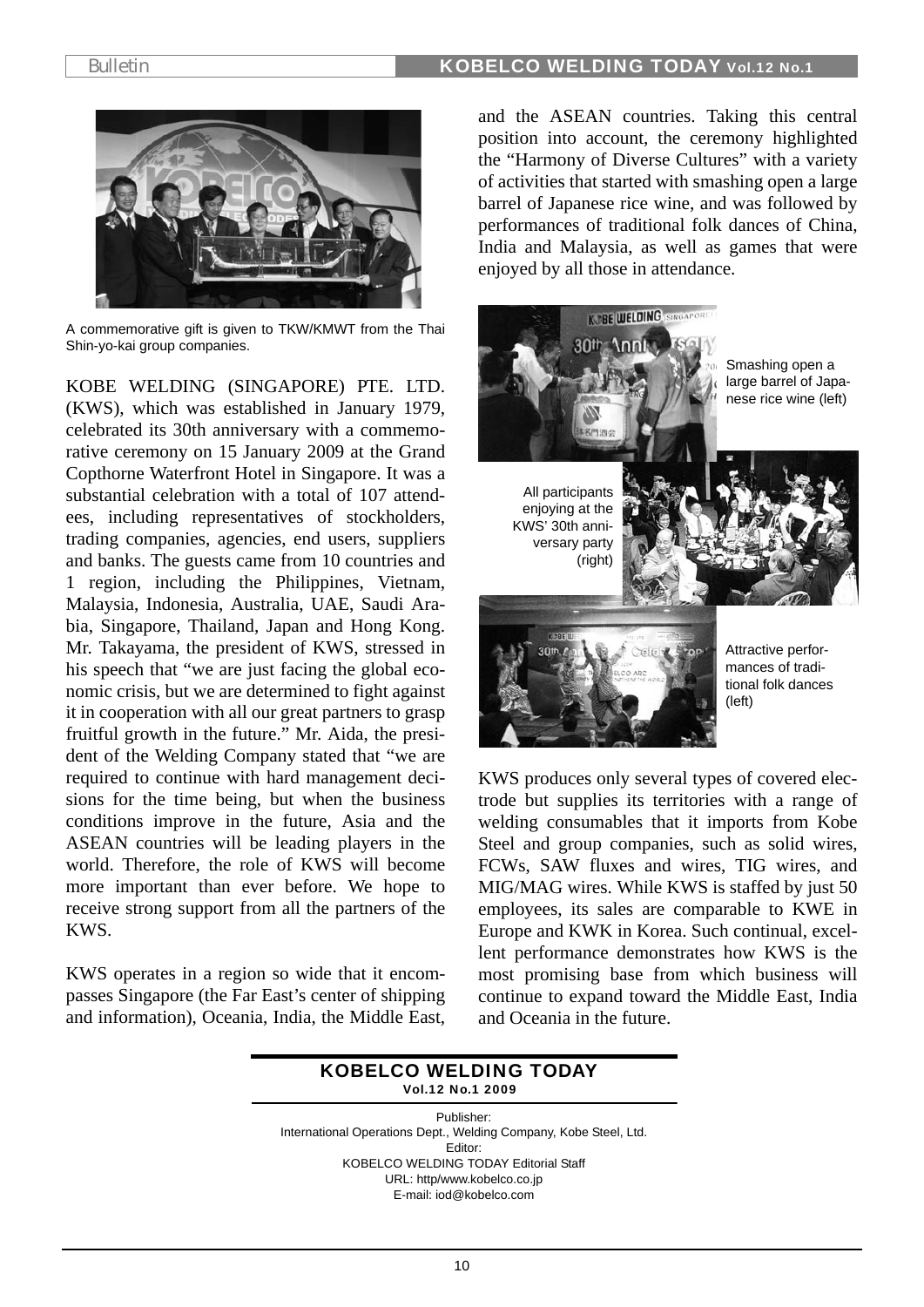A commemorative gift is given to TKW/KMWT from the Thai Shin-yo-kai group companies.

KOBE WELDING (SINGAPORE) PTE. LTD. (KWS), which was established in January 1979, celebrated its 30th anniversary with a commemorative ceremony on 15 January 2009 at the Grand Copthorne Waterfront Hotel in Singapore. It was a substantial celebration with a total of 107 attendees, including representatives of stockholders, trading companies, agencies, end users, suppliers and banks. The guests came from 10 countries and 1 region, including the Philippines, Vietnam, Malaysia, Indonesia, Australia, UAE, Saudi Arabia, Singapore, Thailand, Japan and Hong Kong. Mr. Takayama, the president of KWS, stressed in his speech that "we are just facing the global economic crisis, but we are determined to fight against it in cooperation with all our great partners to grasp fruitful growth in the future." Mr. Aida, the president of the Welding Company stated that "we are required to continue with hard management decisions for the time being, but when the business conditions improve in the future, Asia and the ASEAN countries will be leading players in the world. Therefore, the role of KWS will become more important than ever before. We hope to receive strong support from all the partners of the KWS.

KWS operates in a region so wide that it encompasses Singapore (the Far East's center of shipping and information), Oceania, India, the Middle East, and the ASEAN countries. Taking this central position into account, the ceremony highlighted the "Harmony of Diverse Cultures" with a variety of activities that started with smashing open a large barrel of Japanese rice wine, and was followed by performances of traditional folk dances of China, India and Malaysia, as well as games that were enjoyed by all those in attendance.

Smashing open a large barrel of Japanese rice wine (left)

All participants enjoying at the KWS' 30th anniversary party (right)

Attractive performances of traditional folk dances (left)

KWS produces only several types of covered electrode but supplies its territories with a range of welding consumables that it imports from Kobe Steel and group companies, such as solid wires, FCWs, SAW fluxes and wires, TIG wires, and MIG/MAG wires. While KWS is staffed by just 50 employees, its sales are comparable to KWE in Europe and KWK in Korea. Such continual, excellent performance demonstrates how KWS is the most promising base from which business will continue to expand toward the Middle East, India and Oceania in the future.

**KOBELCO WELDING TODAY**
**Vol.12 No.1 2009**

Publisher:
International Operations Dept., Welding Company, Kobe Steel, Ltd.
Editor:
KOBELCO WELDING TODAY Editorial Staff
URL: http/www.kobelco.co.jp
E-mail: iod@kobelco.com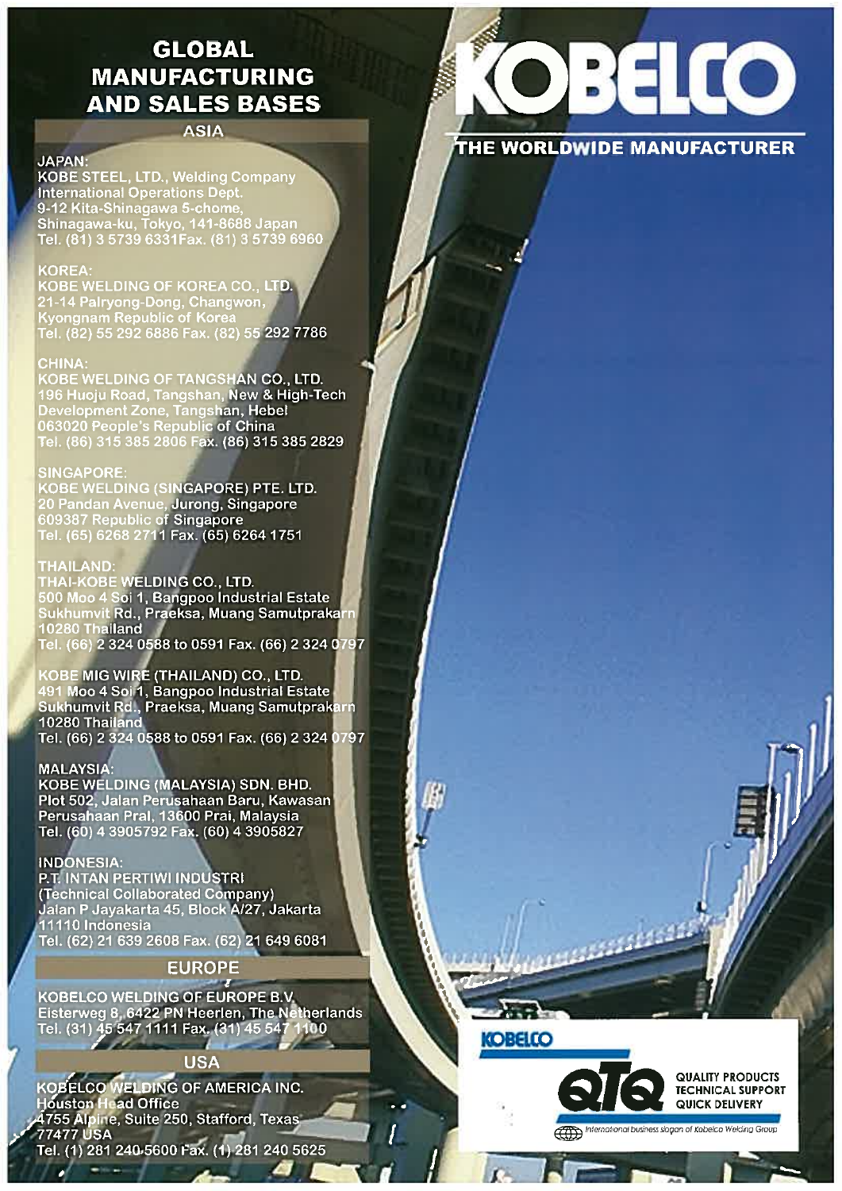# GLOBAL MANUFACTURING AND SALES BASES

## ASIA

JAPAN:
KOBE STEEL, LTD., Welding Company
International Operations Dept.
9-12 Kita-Shinagawa 5-chome,
Shinagawa-ku, Tokyo, 141-8688 Japan
Tel. (81) 3 5739 6331Fax. (81) 3 5739 6960

KOREA:
KOBE WELDING OF KOREA CO., LTD.
21-14 Palryong-Dong, Changwon,
Kyongnam Republic of Korea
Tel. (82) 55 292 6886 Fax. (82) 55 292 7786

CHINA:
KOBE WELDING OF TANGSHAN CO., LTD.
196 Huoju Road, Tangshan, New & High-Tech
Development Zone, Tangshan, Hebei
063020 People's Republic of China
Tel. (86) 315 385 2806 Fax. (86) 315 385 2829

SINGAPORE:
KOBE WELDING (SINGAPORE) PTE. LTD.
20 Pandan Avenue, Jurong, Singapore
609387 Republic of Singapore
Tel. (65) 6268 2711 Fax. (65) 6264 1751

THAILAND:
THAI-KOBE WELDING CO., LTD.
500 Moo 4 Soi 1, Bangpoo Industrial Estate
Sukhumvit Rd., Praeksa, Muang Samutprakarn
10280 Thailand
Tel. (66) 2 324 0588 to 0591 Fax. (66) 2 324 0797

KOBE MIG WIRE (THAILAND) CO., LTD.
491 Moo 4 Soi 1, Bangpoo Industrial Estate
Sukhumvit Rd., Praeksa, Muang Samutprakarn
10280 Thailand
Tel. (66) 2 324 0588 to 0591 Fax. (66) 2 324 0797

MALAYSIA:
KOBE WELDING (MALAYSIA) SDN. BHD.
Plot 502, Jalan Perusahaan Baru, Kawasan
Perusahaan Prai, 13600 Prai, Malaysia
Tel. (60) 4 3905792 Fax. (60) 4 3905827

INDONESIA:
P.T. INTAN PERTIWI INDUSTRI
(Technical Collaborated Company)
Jalan P Jayakarta 45, Block A/27, Jakarta
11110 Indonesia
Tel. (62) 21 639 2608 Fax. (62) 21 649 6081

## EUROPE

KOBELCO WELDING OF EUROPE B.V.
Eisterweg 8, 6422 PN Heerlen, The Netherlands
Tel. (31) 45 547 1111 Fax. (31) 45 547 1100

## USA

KOBELCO WELDING OF AMERICA INC.
Houston Head Office
4755 Alpine, Suite 250, Stafford, Texas
77477 USA
Tel. (1) 281 240 5600 Fax. (1) 281 240 5625

# KOBELCO

THE WORLDWIDE MANUFACTURER

KOBELCO

QTQ

QUALITY PRODUCTS
TECHNICAL SUPPORT
QUICK DELIVERY

*International business slogan of Kobelco Welding Group*